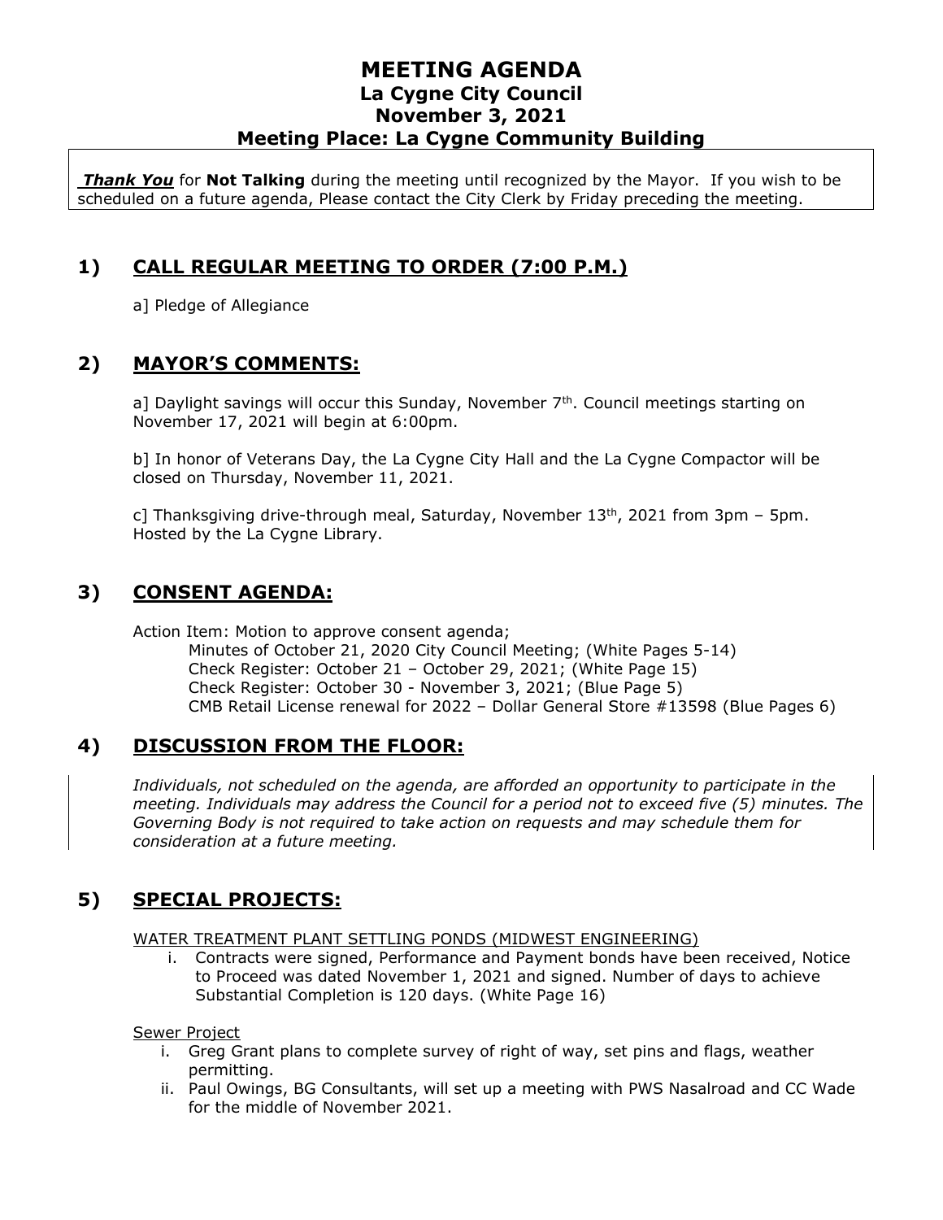# MEETING AGENDA
## La Cygne City Council
## November 3, 2021
## Meeting Place: La Cygne Community Building

***Thank You*** for **Not Talking** during the meeting until recognized by the Mayor. If you wish to be scheduled on a future agenda, Please contact the City Clerk by Friday preceding the meeting.

## 1) CALL REGULAR MEETING TO ORDER (7:00 P.M.)

a] Pledge of Allegiance

## 2) MAYOR'S COMMENTS:

a] Daylight savings will occur this Sunday, November 7th. Council meetings starting on November 17, 2021 will begin at 6:00pm.

b] In honor of Veterans Day, the La Cygne City Hall and the La Cygne Compactor will be closed on Thursday, November 11, 2021.

c] Thanksgiving drive-through meal, Saturday, November 13th, 2021 from 3pm – 5pm. Hosted by the La Cygne Library.

## 3) CONSENT AGENDA:

Action Item: Motion to approve consent agenda;
- Minutes of October 21, 2020 City Council Meeting; (White Pages 5-14)
- Check Register: October 21 – October 29, 2021; (White Page 15)
- Check Register: October 30 - November 3, 2021; (Blue Page 5)
- CMB Retail License renewal for 2022 – Dollar General Store #13598 (Blue Pages 6)

## 4) DISCUSSION FROM THE FLOOR:

*Individuals, not scheduled on the agenda, are afforded an opportunity to participate in the meeting. Individuals may address the Council for a period not to exceed five (5) minutes. The Governing Body is not required to take action on requests and may schedule them for consideration at a future meeting.*

## 5) SPECIAL PROJECTS:

WATER TREATMENT PLANT SETTLING PONDS (MIDWEST ENGINEERING)

i. Contracts were signed, Performance and Payment bonds have been received, Notice to Proceed was dated November 1, 2021 and signed. Number of days to achieve Substantial Completion is 120 days. (White Page 16)

Sewer Project

i. Greg Grant plans to complete survey of right of way, set pins and flags, weather permitting.
ii. Paul Owings, BG Consultants, will set up a meeting with PWS Nasalroad and CC Wade for the middle of November 2021.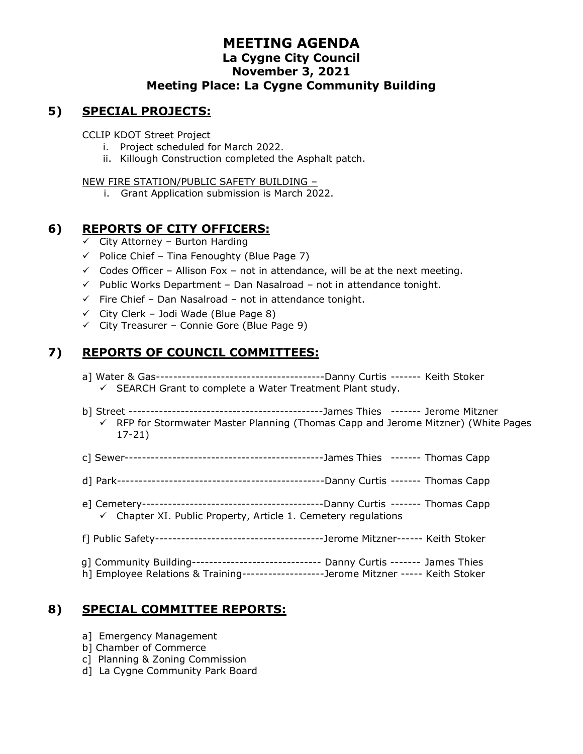# MEETING AGENDA
## La Cygne City Council
## November 3, 2021
## Meeting Place: La Cygne Community Building

## 5) SPECIAL PROJECTS:

CCLIP KDOT Street Project

- i. Project scheduled for March 2022.
- ii. Killough Construction completed the Asphalt patch.

NEW FIRE STATION/PUBLIC SAFETY BUILDING –

- i. Grant Application submission is March 2022.

## 6) REPORTS OF CITY OFFICERS:

- ✓ City Attorney – Burton Harding
- ✓ Police Chief – Tina Fenoughty (Blue Page 7)
- ✓ Codes Officer – Allison Fox – not in attendance, will be at the next meeting.
- ✓ Public Works Department – Dan Nasalroad – not in attendance tonight.
- ✓ Fire Chief – Dan Nasalroad – not in attendance tonight.
- ✓ City Clerk – Jodi Wade (Blue Page 8)
- ✓ City Treasurer – Connie Gore (Blue Page 9)

## 7) REPORTS OF COUNCIL COMMITTEES:

a] Water & Gas---------------------------------------Danny Curtis ------- Keith Stoker
- ✓ SEARCH Grant to complete a Water Treatment Plant study.

b] Street --------------------------------------------James Thies ------- Jerome Mitzner
- ✓ RFP for Stormwater Master Planning (Thomas Capp and Jerome Mitzner) (White Pages 17-21)

c] Sewer---------------------------------------------James Thies ------- Thomas Capp

d] Park-----------------------------------------------Danny Curtis ------- Thomas Capp

e] Cemetery------------------------------------------Danny Curtis ------- Thomas Capp
- ✓ Chapter XI. Public Property, Article 1. Cemetery regulations

f] Public Safety---------------------------------------Jerome Mitzner------ Keith Stoker

g] Community Building------------------------------ Danny Curtis ------- James Thies

h] Employee Relations & Training-------------------Jerome Mitzner ----- Keith Stoker

## 8) SPECIAL COMMITTEE REPORTS:

a] Emergency Management

b] Chamber of Commerce

c] Planning & Zoning Commission

d] La Cygne Community Park Board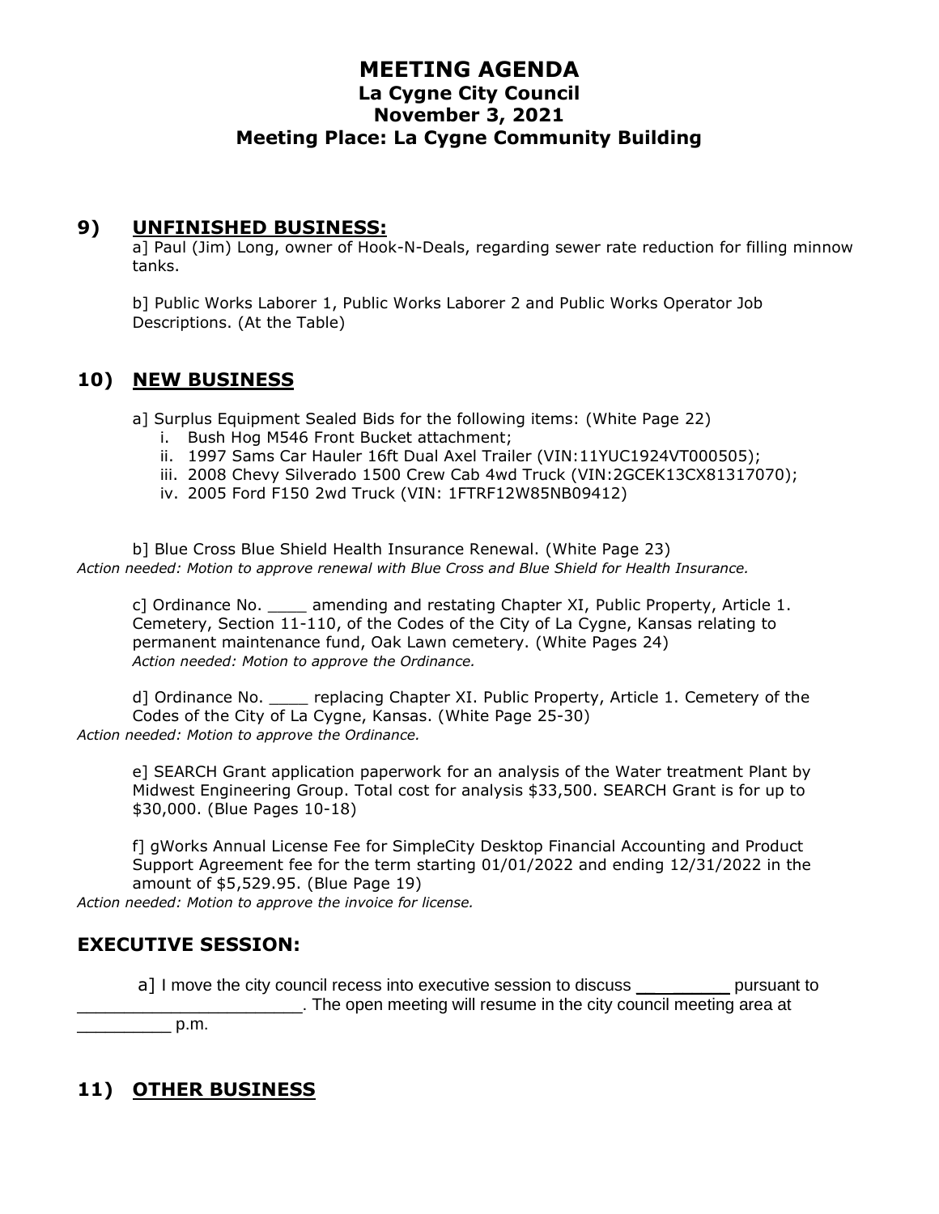# MEETING AGENDA
## La Cygne City Council
## November 3, 2021
## Meeting Place: La Cygne Community Building

## 9) UNFINISHED BUSINESS:

a] Paul (Jim) Long, owner of Hook-N-Deals, regarding sewer rate reduction for filling minnow tanks.

b] Public Works Laborer 1, Public Works Laborer 2 and Public Works Operator Job Descriptions. (At the Table)

## 10) NEW BUSINESS

a] Surplus Equipment Sealed Bids for the following items: (White Page 22)

- i. Bush Hog M546 Front Bucket attachment;
- ii. 1997 Sams Car Hauler 16ft Dual Axel Trailer (VIN:11YUC1924VT000505);
- iii. 2008 Chevy Silverado 1500 Crew Cab 4wd Truck (VIN:2GCEK13CX81317070);
- iv. 2005 Ford F150 2wd Truck (VIN: 1FTRF12W85NB09412)

b] Blue Cross Blue Shield Health Insurance Renewal. (White Page 23)
*Action needed: Motion to approve renewal with Blue Cross and Blue Shield for Health Insurance.*

c] Ordinance No. ____ amending and restating Chapter XI, Public Property, Article 1. Cemetery, Section 11-110, of the Codes of the City of La Cygne, Kansas relating to permanent maintenance fund, Oak Lawn cemetery. (White Pages 24)
*Action needed: Motion to approve the Ordinance.*

d] Ordinance No. ____ replacing Chapter XI. Public Property, Article 1. Cemetery of the Codes of the City of La Cygne, Kansas. (White Page 25-30)
*Action needed: Motion to approve the Ordinance.*

e] SEARCH Grant application paperwork for an analysis of the Water treatment Plant by Midwest Engineering Group. Total cost for analysis $33,500. SEARCH Grant is for up to $30,000. (Blue Pages 10-18)

f] gWorks Annual License Fee for SimpleCity Desktop Financial Accounting and Product Support Agreement fee for the term starting 01/01/2022 and ending 12/31/2022 in the amount of $5,529.95. (Blue Page 19)
*Action needed: Motion to approve the invoice for license.*

## EXECUTIVE SESSION:

a] I move the city council recess into executive session to discuss _________ pursuant to _______________________. The open meeting will resume in the city council meeting area at __________ p.m.

## 11) OTHER BUSINESS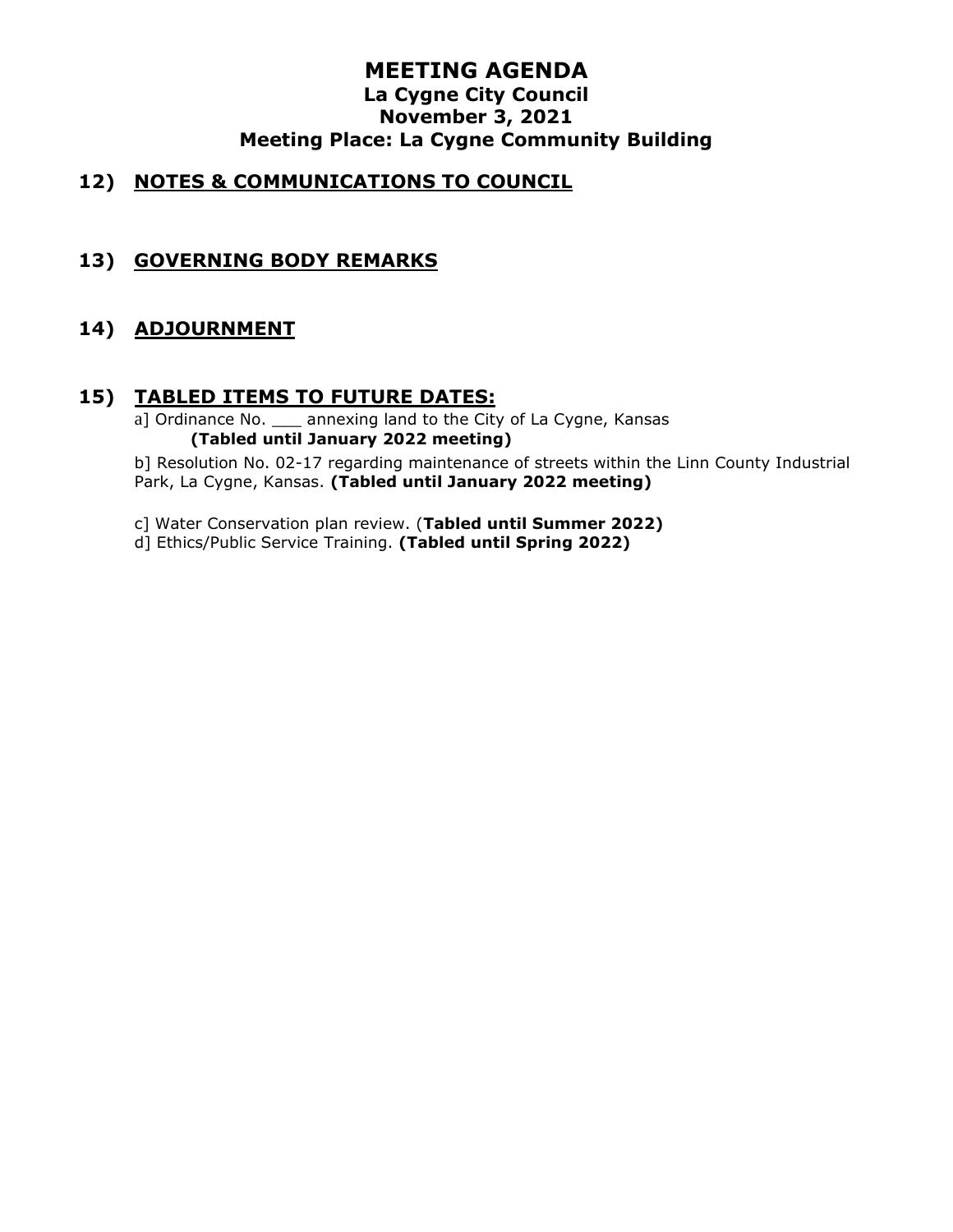# MEETING AGENDA

## La Cygne City Council
## November 3, 2021
## Meeting Place: La Cygne Community Building

## 12) NOTES & COMMUNICATIONS TO COUNCIL

## 13) GOVERNING BODY REMARKS

## 14) ADJOURNMENT

## 15) TABLED ITEMS TO FUTURE DATES:

a] Ordinance No. ___ annexing land to the City of La Cygne, Kansas **(Tabled until January 2022 meeting)**

b] Resolution No. 02-17 regarding maintenance of streets within the Linn County Industrial Park, La Cygne, Kansas. **(Tabled until January 2022 meeting)**

c] Water Conservation plan review. (**Tabled until Summer 2022)**

d] Ethics/Public Service Training. **(Tabled until Spring 2022)**